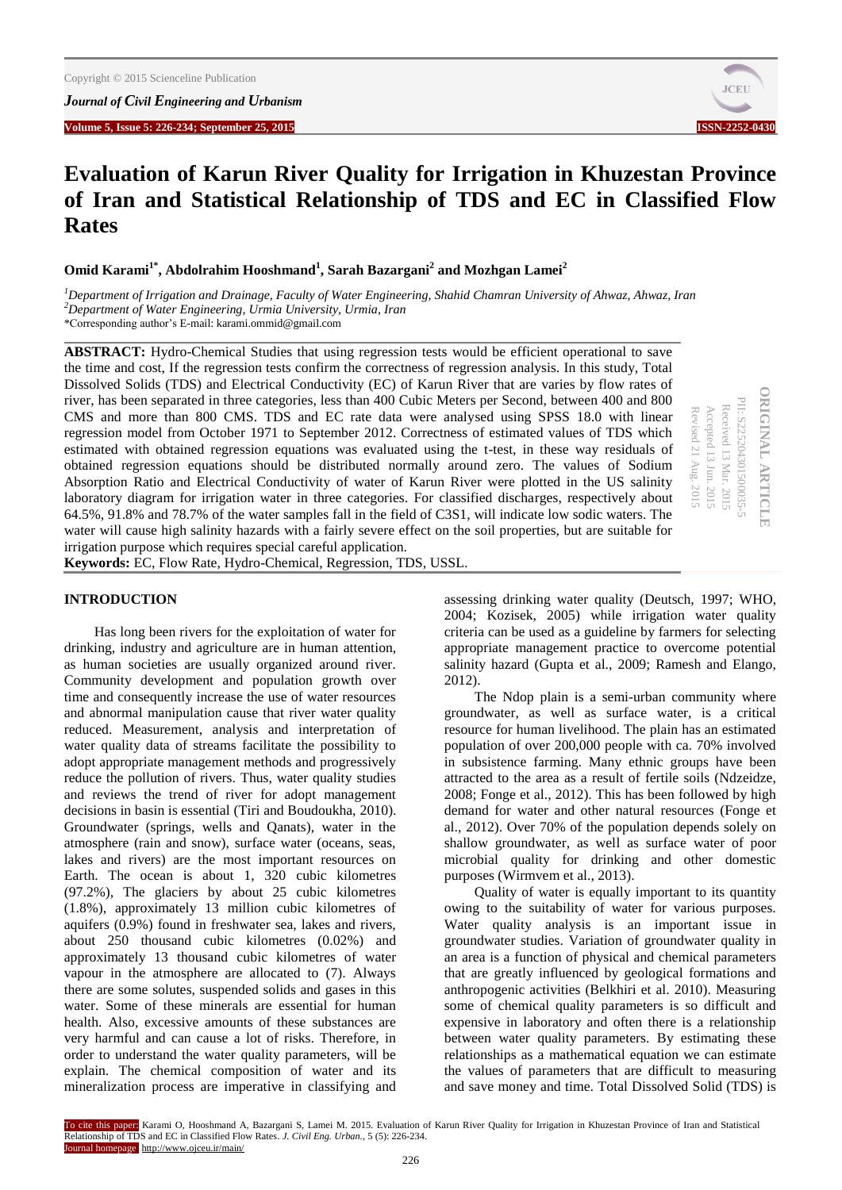# Evaluation of Karun River Quality for Irrigation in Khuzestan Province of Iran and Statistical Relationship of TDS and EC in Classified Flow Rates

**Omid Karami[1*], Abdolrahim Hooshmand[1], Sarah Bazargani[2] and Mozhgan Lamei[2]**

[1]*Department of Irrigation and Drainage, Faculty of Water Engineering, Shahid Chamran University of Ahwaz, Ahwaz, Iran*
[2]*Department of Water Engineering, Urmia University, Urmia, Iran*
*Corresponding author's E-mail: karami.ommid@gmail.com

**ORIGINAL ARTICLE**
PII: S225204301500035-5
Received 13 Mar. 2015
Accepted 13 Jun. 2015
Revised 21 Aug. 2015

**ABSTRACT:** Hydro-Chemical Studies that using regression tests would be efficient operational to save the time and cost, If the regression tests confirm the correctness of regression analysis. In this study, Total Dissolved Solids (TDS) and Electrical Conductivity (EC) of Karun River that are varies by flow rates of river, has been separated in three categories, less than 400 Cubic Meters per Second, between 400 and 800 CMS and more than 800 CMS. TDS and EC rate data were analysed using SPSS 18.0 with linear regression model from October 1971 to September 2012. Correctness of estimated values of TDS which estimated with obtained regression equations was evaluated using the t-test, in these way residuals of obtained regression equations should be distributed normally around zero. The values of Sodium Absorption Ratio and Electrical Conductivity of water of Karun River were plotted in the US salinity laboratory diagram for irrigation water in three categories. For classified discharges, respectively about 64.5%, 91.8% and 78.7% of the water samples fall in the field of C3S1, will indicate low sodic waters. The water will cause high salinity hazards with a fairly severe effect on the soil properties, but are suitable for irrigation purpose which requires special careful application.

**Keywords:** EC, Flow Rate, Hydro-Chemical, Regression, TDS, USSL.

## INTRODUCTION

Has long been rivers for the exploitation of water for drinking, industry and agriculture are in human attention, as human societies are usually organized around river. Community development and population growth over time and consequently increase the use of water resources and abnormal manipulation cause that river water quality reduced. Measurement, analysis and interpretation of water quality data of streams facilitate the possibility to adopt appropriate management methods and progressively reduce the pollution of rivers. Thus, water quality studies and reviews the trend of river for adopt management decisions in basin is essential (Tiri and Boudoukha, 2010). Groundwater (springs, wells and Qanats), water in the atmosphere (rain and snow), surface water (oceans, seas, lakes and rivers) are the most important resources on Earth. The ocean is about 1, 320 cubic kilometres (97.2%), The glaciers by about 25 cubic kilometres (1.8%), approximately 13 million cubic kilometres of aquifers (0.9%) found in freshwater sea, lakes and rivers, about 250 thousand cubic kilometres (0.02%) and approximately 13 thousand cubic kilometres of water vapour in the atmosphere are allocated to (7). Always there are some solutes, suspended solids and gases in this water. Some of these minerals are essential for human health. Also, excessive amounts of these substances are very harmful and can cause a lot of risks. Therefore, in order to understand the water quality parameters, will be explain. The chemical composition of water and its mineralization process are imperative in classifying and assessing drinking water quality (Deutsch, 1997; WHO, 2004; Kozisek, 2005) while irrigation water quality criteria can be used as a guideline by farmers for selecting appropriate management practice to overcome potential salinity hazard (Gupta et al., 2009; Ramesh and Elango, 2012).

The Ndop plain is a semi-urban community where groundwater, as well as surface water, is a critical resource for human livelihood. The plain has an estimated population of over 200,000 people with ca. 70% involved in subsistence farming. Many ethnic groups have been attracted to the area as a result of fertile soils (Ndzeidze, 2008; Fonge et al., 2012). This has been followed by high demand for water and other natural resources (Fonge et al., 2012). Over 70% of the population depends solely on shallow groundwater, as well as surface water of poor microbial quality for drinking and other domestic purposes (Wirmvem et al., 2013).

Quality of water is equally important to its quantity owing to the suitability of water for various purposes. Water quality analysis is an important issue in groundwater studies. Variation of groundwater quality in an area is a function of physical and chemical parameters that are greatly influenced by geological formations and anthropogenic activities (Belkhiri et al. 2010). Measuring some of chemical quality parameters is so difficult and expensive in laboratory and often there is a relationship between water quality parameters. By estimating these relationships as a mathematical equation we can estimate the values of parameters that are difficult to measuring and save money and time. Total Dissolved Solid (TDS) is

To cite this paper: Karami O, Hooshmand A, Bazargani S, Lamei M. 2015. Evaluation of Karun River Quality for Irrigation in Khuzestan Province of Iran and Statistical Relationship of TDS and EC in Classified Flow Rates. *J. Civil Eng. Urban.*, 5 (5): 226-234.
Journal homepage: http://www.ojceu.ir/main/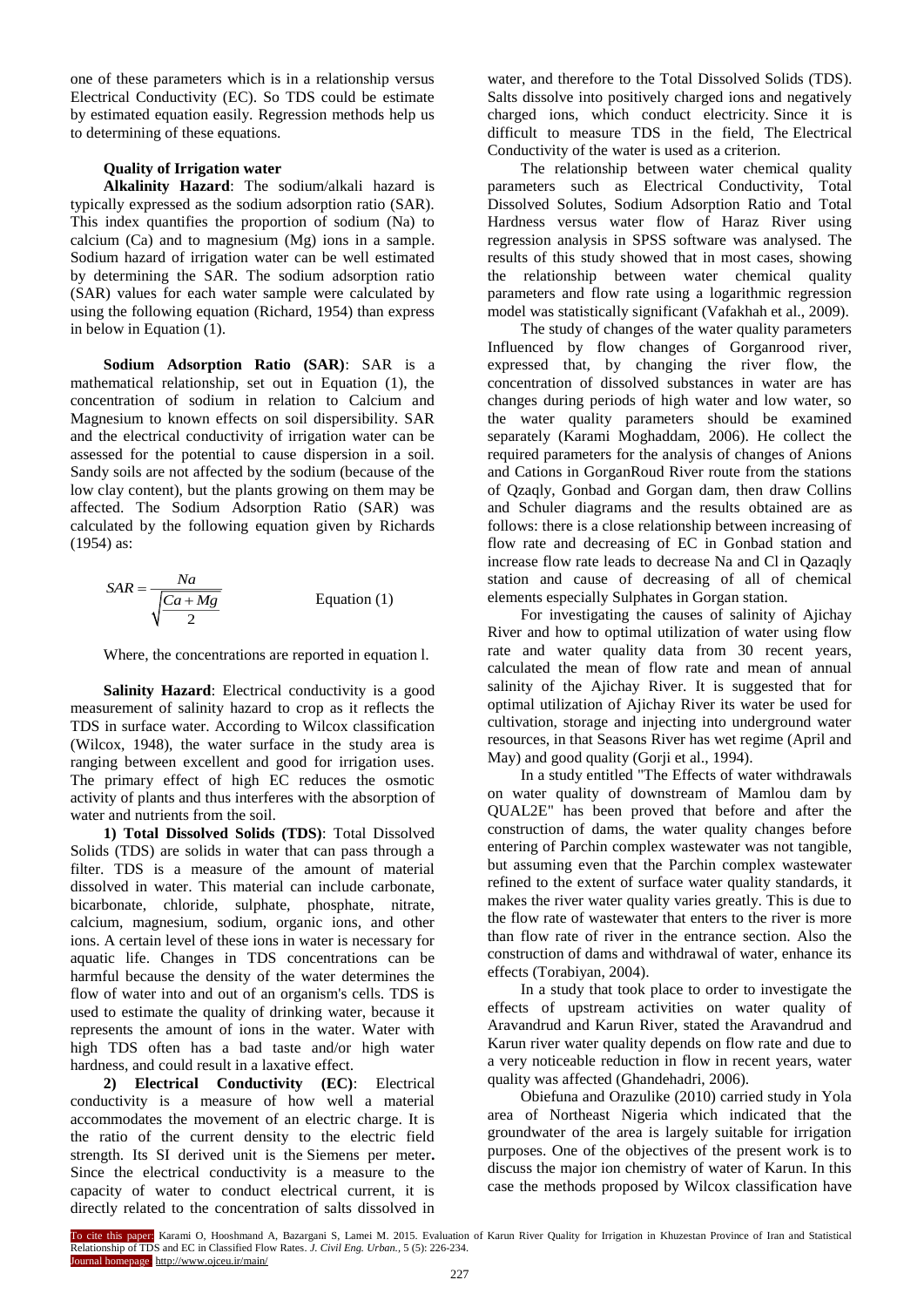one of these parameters which is in a relationship versus Electrical Conductivity (EC). So TDS could be estimate by estimated equation easily. Regression methods help us to determining of these equations.

### Quality of Irrigation water

**Alkalinity Hazard**: The sodium/alkali hazard is typically expressed as the sodium adsorption ratio (SAR). This index quantifies the proportion of sodium (Na) to calcium (Ca) and to magnesium (Mg) ions in a sample. Sodium hazard of irrigation water can be well estimated by determining the SAR. The sodium adsorption ratio (SAR) values for each water sample were calculated by using the following equation (Richard, 1954) than express in below in Equation (1).

**Sodium Adsorption Ratio (SAR)**: SAR is a mathematical relationship, set out in Equation (1), the concentration of sodium in relation to Calcium and Magnesium to known effects on soil dispersibility. SAR and the electrical conductivity of irrigation water can be assessed for the potential to cause dispersion in a soil. Sandy soils are not affected by the sodium (because of the low clay content), but the plants growing on them may be affected. The Sodium Adsorption Ratio (SAR) was calculated by the following equation given by Richards (1954) as:

$$SAR = \frac{Na}{\sqrt{\frac{Ca + Mg}{2}}} \qquad \text{Equation (1)}$$

Where, the concentrations are reported in equation l.

**Salinity Hazard**: Electrical conductivity is a good measurement of salinity hazard to crop as it reflects the TDS in surface water. According to Wilcox classification (Wilcox, 1948), the water surface in the study area is ranging between excellent and good for irrigation uses. The primary effect of high EC reduces the osmotic activity of plants and thus interferes with the absorption of water and nutrients from the soil.

**1) Total Dissolved Solids (TDS)**: Total Dissolved Solids (TDS) are solids in water that can pass through a filter. TDS is a measure of the amount of material dissolved in water. This material can include carbonate, bicarbonate, chloride, sulphate, phosphate, nitrate, calcium, magnesium, sodium, organic ions, and other ions. A certain level of these ions in water is necessary for aquatic life. Changes in TDS concentrations can be harmful because the density of the water determines the flow of water into and out of an organism's cells. TDS is used to estimate the quality of drinking water, because it represents the amount of ions in the water. Water with high TDS often has a bad taste and/or high water hardness, and could result in a laxative effect.

**2) Electrical Conductivity (EC)**: Electrical conductivity is a measure of how well a material accommodates the movement of an electric charge. It is the ratio of the current density to the electric field strength. Its SI derived unit is the Siemens per meter**.** Since the electrical conductivity is a measure to the capacity of water to conduct electrical current, it is directly related to the concentration of salts dissolved in water, and therefore to the Total Dissolved Solids (TDS). Salts dissolve into positively charged ions and negatively charged ions, which conduct electricity. Since it is difficult to measure TDS in the field, The Electrical Conductivity of the water is used as a criterion.

The relationship between water chemical quality parameters such as Electrical Conductivity, Total Dissolved Solutes, Sodium Adsorption Ratio and Total Hardness versus water flow of Haraz River using regression analysis in SPSS software was analysed. The results of this study showed that in most cases, showing the relationship between water chemical quality parameters and flow rate using a logarithmic regression model was statistically significant (Vafakhah et al., 2009).

The study of changes of the water quality parameters Influenced by flow changes of Gorganrood river, expressed that, by changing the river flow, the concentration of dissolved substances in water are has changes during periods of high water and low water, so the water quality parameters should be examined separately (Karami Moghaddam, 2006). He collect the required parameters for the analysis of changes of Anions and Cations in GorganRoud River route from the stations of Qzaqly, Gonbad and Gorgan dam, then draw Collins and Schuler diagrams and the results obtained are as follows: there is a close relationship between increasing of flow rate and decreasing of EC in Gonbad station and increase flow rate leads to decrease Na and Cl in Qazaqly station and cause of decreasing of all of chemical elements especially Sulphates in Gorgan station.

For investigating the causes of salinity of Ajichay River and how to optimal utilization of water using flow rate and water quality data from 30 recent years, calculated the mean of flow rate and mean of annual salinity of the Ajichay River. It is suggested that for optimal utilization of Ajichay River its water be used for cultivation, storage and injecting into underground water resources, in that Seasons River has wet regime (April and May) and good quality (Gorji et al., 1994).

In a study entitled "The Effects of water withdrawals on water quality of downstream of Mamlou dam by QUAL2E" has been proved that before and after the construction of dams, the water quality changes before entering of Parchin complex wastewater was not tangible, but assuming even that the Parchin complex wastewater refined to the extent of surface water quality standards, it makes the river water quality varies greatly. This is due to the flow rate of wastewater that enters to the river is more than flow rate of river in the entrance section. Also the construction of dams and withdrawal of water, enhance its effects (Torabiyan, 2004).

In a study that took place to order to investigate the effects of upstream activities on water quality of Aravandrud and Karun River, stated the Aravandrud and Karun river water quality depends on flow rate and due to a very noticeable reduction in flow in recent years, water quality was affected (Ghandehadri, 2006).

Obiefuna and Orazulike (2010) carried study in Yola area of Northeast Nigeria which indicated that the groundwater of the area is largely suitable for irrigation purposes. One of the objectives of the present work is to discuss the major ion chemistry of water of Karun. In this case the methods proposed by Wilcox classification have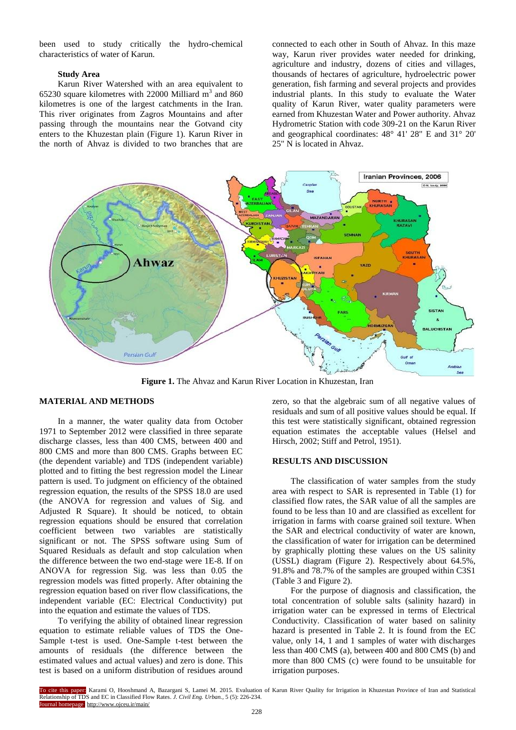been used to study critically the hydro-chemical characteristics of water of Karun.

### Study Area

Karun River Watershed with an area equivalent to 65230 square kilometres with 22000 Milliard $m^3$ and 860 kilometres is one of the largest catchments in the Iran. This river originates from Zagros Mountains and after passing through the mountains near the Gotvand city enters to the Khuzestan plain (Figure 1). Karun River in the north of Ahvaz is divided to two branches that are connected to each other in South of Ahvaz. In this maze way, Karun river provides water needed for drinking, agriculture and industry, dozens of cities and villages, thousands of hectares of agriculture, hydroelectric power generation, fish farming and several projects and provides industrial plants. In this study to evaluate the Water quality of Karun River, water quality parameters were earned from Khuzestan Water and Power authority. Ahvaz Hydrometric Station with code 309-21 on the Karun River and geographical coordinates: 48° 41' 28" E and 31° 20' 25" N is located in Ahvaz.

**Figure 1.** The Ahvaz and Karun River Location in Khuzestan, Iran

## MATERIAL AND METHODS

In a manner, the water quality data from October 1971 to September 2012 were classified in three separate discharge classes, less than 400 CMS, between 400 and 800 CMS and more than 800 CMS. Graphs between EC (the dependent variable) and TDS (independent variable) plotted and to fitting the best regression model the Linear pattern is used. To judgment on efficiency of the obtained regression equation, the results of the SPSS 18.0 are used (the ANOVA for regression and values of Sig. and Adjusted R Square). It should be noticed, to obtain regression equations should be ensured that correlation coefficient between two variables are statistically significant or not. The SPSS software using Sum of Squared Residuals as default and stop calculation when the difference between the two end-stage were 1E-8. If on ANOVA for regression Sig. was less than 0.05 the regression models was fitted properly. After obtaining the regression equation based on river flow classifications, the independent variable (EC: Electrical Conductivity) put into the equation and estimate the values of TDS.

To verifying the ability of obtained linear regression equation to estimate reliable values of TDS the One-Sample t-test is used. One-Sample t-test between the amounts of residuals (the difference between the estimated values and actual values) and zero is done. This test is based on a uniform distribution of residues around zero, so that the algebraic sum of all negative values of residuals and sum of all positive values should be equal. If this test were statistically significant, obtained regression equation estimates the acceptable values (Helsel and Hirsch, 2002; Stiff and Petrol, 1951).

## RESULTS AND DISCUSSION

The classification of water samples from the study area with respect to SAR is represented in Table (1) for classified flow rates, the SAR value of all the samples are found to be less than 10 and are classified as excellent for irrigation in farms with coarse grained soil texture. When the SAR and electrical conductivity of water are known, the classification of water for irrigation can be determined by graphically plotting these values on the US salinity (USSL) diagram (Figure 2). Respectively about 64.5%, 91.8% and 78.7% of the samples are grouped within C3S1 (Table 3 and Figure 2).

For the purpose of diagnosis and classification, the total concentration of soluble salts (salinity hazard) in irrigation water can be expressed in terms of Electrical Conductivity. Classification of water based on salinity hazard is presented in Table 2. It is found from the EC value, only 14, 1 and 1 samples of water with discharges less than 400 CMS (a), between 400 and 800 CMS (b) and more than 800 CMS (c) were found to be unsuitable for irrigation purposes.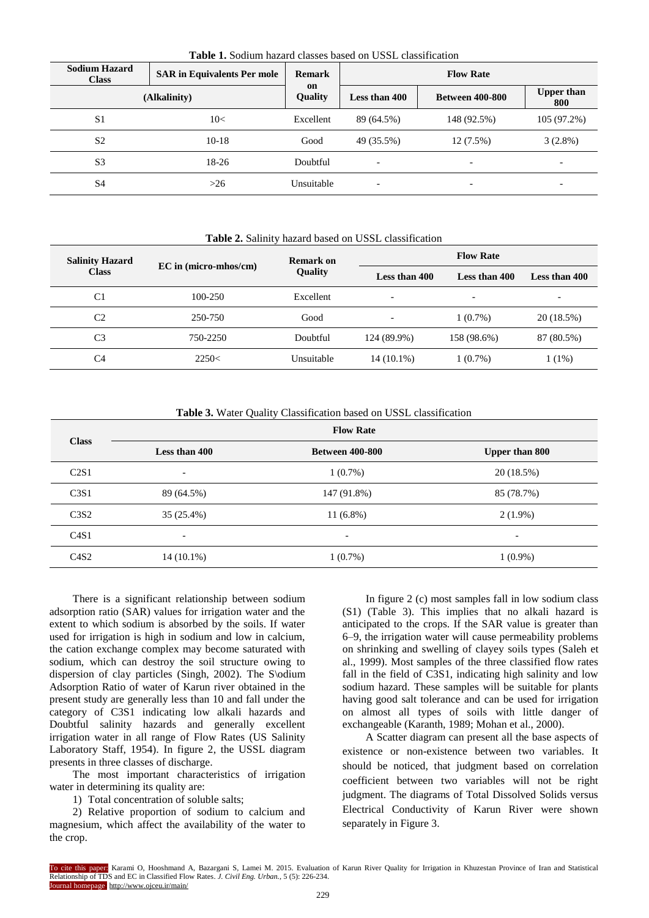**Table 1.** Sodium hazard classes based on USSL classification

| Sodium Hazard Class | SAR in Equivalents Per mole | Remark on Quality | Flow Rate | | |
|---|---|---|---|---|---|
| (Alkalinity) | | | Less than 400 | Between 400-800 | Upper than 800 |
| S1 | 10< | Excellent | 89 (64.5%) | 148 (92.5%) | 105 (97.2%) |
| S2 | 10-18 | Good | 49 (35.5%) | 12 (7.5%) | 3 (2.8%) |
| S3 | 18-26 | Doubtful | - | - | - |
| S4 | >26 | Unsuitable | - | - | - |

**Table 2.** Salinity hazard based on USSL classification

| Salinity Hazard Class | EC in (micro-mhos/cm) | Remark on Quality | Flow Rate | | |
|---|---|---|---|---|---|
| | | | Less than 400 | Less than 400 | Less than 400 |
| C1 | 100-250 | Excellent | - | - | - |
| C2 | 250-750 | Good | - | 1 (0.7%) | 20 (18.5%) |
| C3 | 750-2250 | Doubtful | 124 (89.9%) | 158 (98.6%) | 87 (80.5%) |
| C4 | 2250< | Unsuitable | 14 (10.1%) | 1 (0.7%) | 1 (1%) |

**Table 3.** Water Quality Classification based on USSL classification

| Class | Flow Rate | | |
|---|---|---|---|
| | Less than 400 | Between 400-800 | Upper than 800 |
| C2S1 | - | 1 (0.7%) | 20 (18.5%) |
| C3S1 | 89 (64.5%) | 147 (91.8%) | 85 (78.7%) |
| C3S2 | 35 (25.4%) | 11 (6.8%) | 2 (1.9%) |
| C4S1 | - | - | - |
| C4S2 | 14 (10.1%) | 1 (0.7%) | 1 (0.9%) |

There is a significant relationship between sodium adsorption ratio (SAR) values for irrigation water and the extent to which sodium is absorbed by the soils. If water used for irrigation is high in sodium and low in calcium, the cation exchange complex may become saturated with sodium, which can destroy the soil structure owing to dispersion of clay particles (Singh, 2002). The S\odium Adsorption Ratio of water of Karun river obtained in the present study are generally less than 10 and fall under the category of C3S1 indicating low alkali hazards and Doubtful salinity hazards and generally excellent irrigation water in all range of Flow Rates (US Salinity Laboratory Staff, 1954). In figure 2, the USSL diagram presents in three classes of discharge.

The most important characteristics of irrigation water in determining its quality are:

1) Total concentration of soluble salts;

2) Relative proportion of sodium to calcium and magnesium, which affect the availability of the water to the crop.

In figure 2 (c) most samples fall in low sodium class (S1) (Table 3). This implies that no alkali hazard is anticipated to the crops. If the SAR value is greater than 6–9, the irrigation water will cause permeability problems on shrinking and swelling of clayey soils types (Saleh et al., 1999). Most samples of the three classified flow rates fall in the field of C3S1, indicating high salinity and low sodium hazard. These samples will be suitable for plants having good salt tolerance and can be used for irrigation on almost all types of soils with little danger of exchangeable (Karanth, 1989; Mohan et al., 2000).

A Scatter diagram can present all the base aspects of existence or non-existence between two variables. It should be noticed, that judgment based on correlation coefficient between two variables will not be right judgment. The diagrams of Total Dissolved Solids versus Electrical Conductivity of Karun River were shown separately in Figure 3.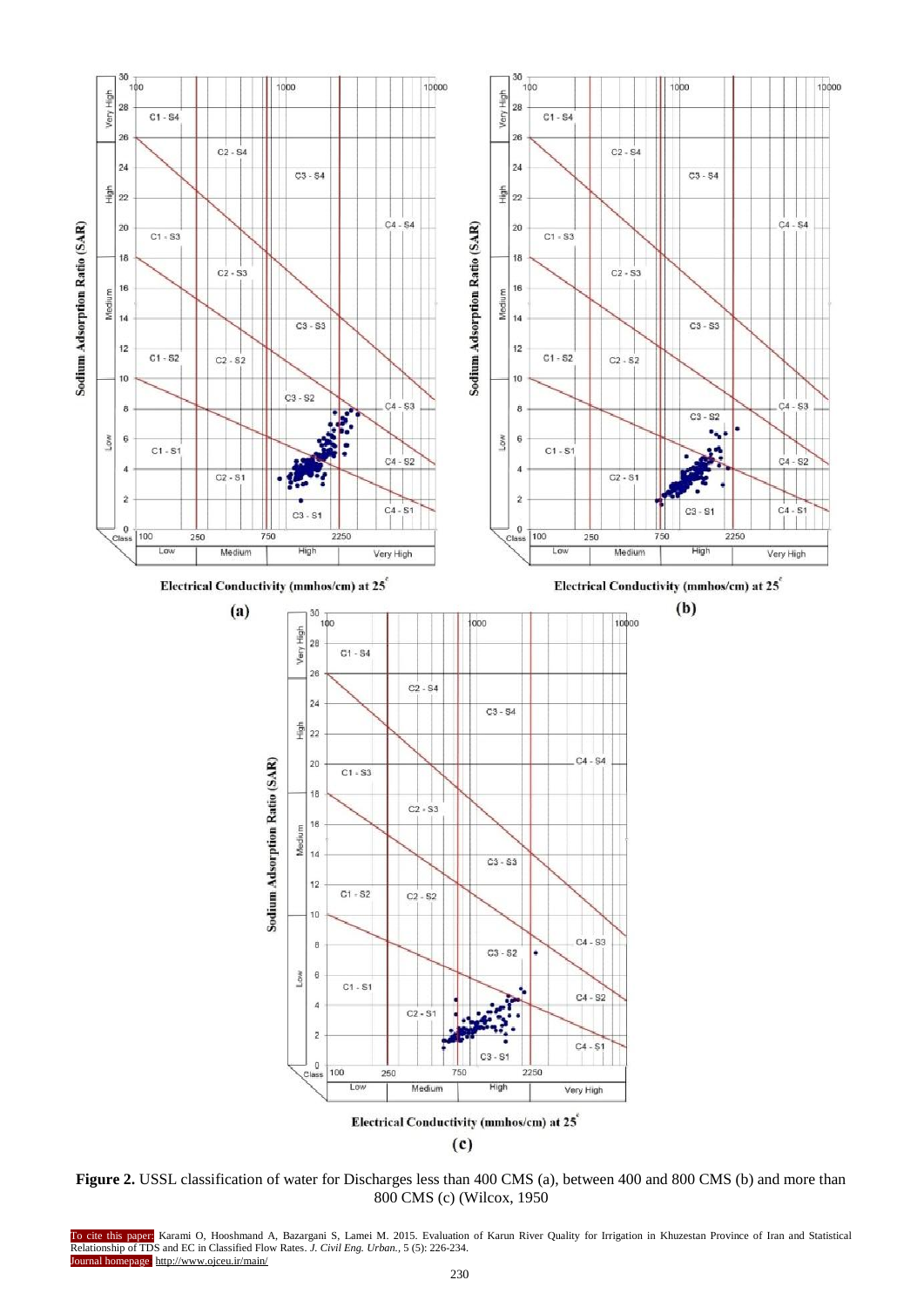**Figure 2.** USSL classification of water for Discharges less than 400 CMS (a), between 400 and 800 CMS (b) and more than 800 CMS (c) (Wilcox, 1950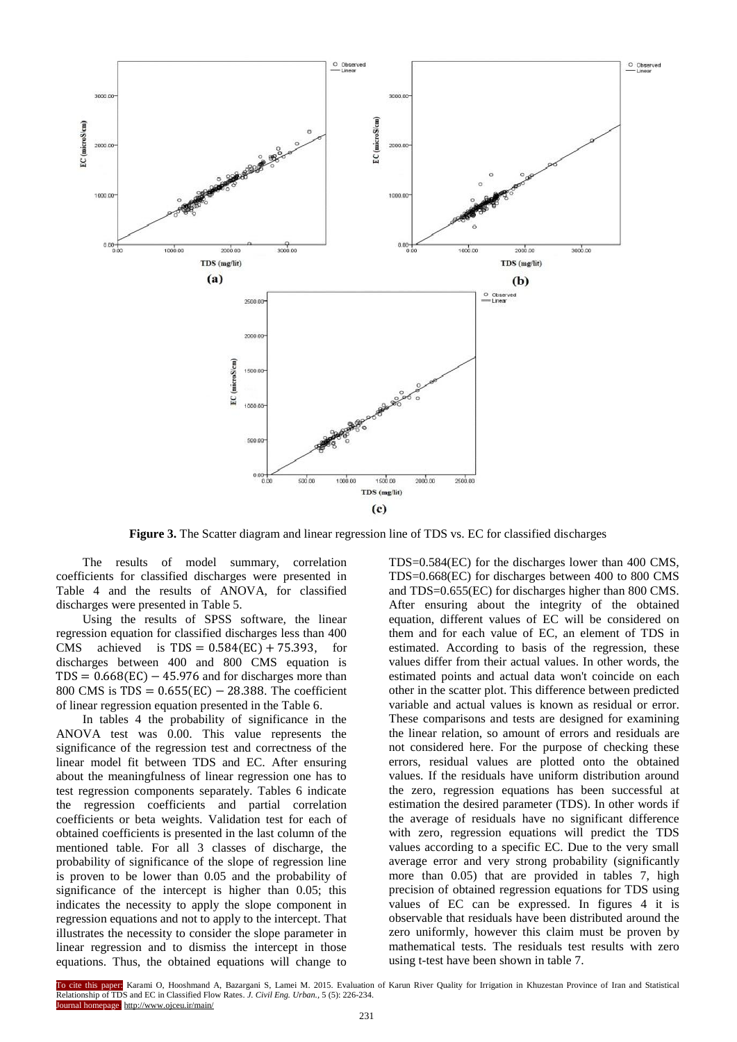**Figure 3.** The Scatter diagram and linear regression line of TDS vs. EC for classified discharges

The results of model summary, correlation coefficients for classified discharges were presented in Table 4 and the results of ANOVA, for classified discharges were presented in Table 5.

Using the results of SPSS software, the linear regression equation for classified discharges less than 400 CMS achieved is $\mathrm{TDS} = 0.584(\mathrm{EC}) + 75.393$, for discharges between 400 and 800 CMS equation is $\mathrm{TDS} = 0.668(\mathrm{EC}) - 45.976$ and for discharges more than 800 CMS is $\mathrm{TDS} = 0.655(\mathrm{EC}) - 28.388$. The coefficient of linear regression equation presented in the Table 6.

In tables 4 the probability of significance in the ANOVA test was 0.00. This value represents the significance of the regression test and correctness of the linear model fit between TDS and EC. After ensuring about the meaningfulness of linear regression one has to test regression components separately. Tables 6 indicate the regression coefficients and partial correlation coefficients or beta weights. Validation test for each of obtained coefficients is presented in the last column of the mentioned table. For all 3 classes of discharge, the probability of significance of the slope of regression line is proven to be lower than 0.05 and the probability of significance of the intercept is higher than 0.05; this indicates the necessity to apply the slope component in regression equations and not to apply to the intercept. That illustrates the necessity to consider the slope parameter in linear regression and to dismiss the intercept in those equations. Thus, the obtained equations will change to TDS=0.584(EC) for the discharges lower than 400 CMS, TDS=0.668(EC) for discharges between 400 to 800 CMS and TDS=0.655(EC) for discharges higher than 800 CMS. After ensuring about the integrity of the obtained equation, different values of EC will be considered on them and for each value of EC, an element of TDS in estimated. According to basis of the regression, these values differ from their actual values. In other words, the estimated points and actual data won't coincide on each other in the scatter plot. This difference between predicted variable and actual values is known as residual or error. These comparisons and tests are designed for examining the linear relation, so amount of errors and residuals are not considered here. For the purpose of checking these errors, residual values are plotted onto the obtained values. If the residuals have uniform distribution around the zero, regression equations has been successful at estimation the desired parameter (TDS). In other words if the average of residuals have no significant difference with zero, regression equations will predict the TDS values according to a specific EC. Due to the very small average error and very strong probability (significantly more than 0.05) that are provided in tables 7, high precision of obtained regression equations for TDS using values of EC can be expressed. In figures 4 it is observable that residuals have been distributed around the zero uniformly, however this claim must be proven by mathematical tests. The residuals test results with zero using t-test have been shown in table 7.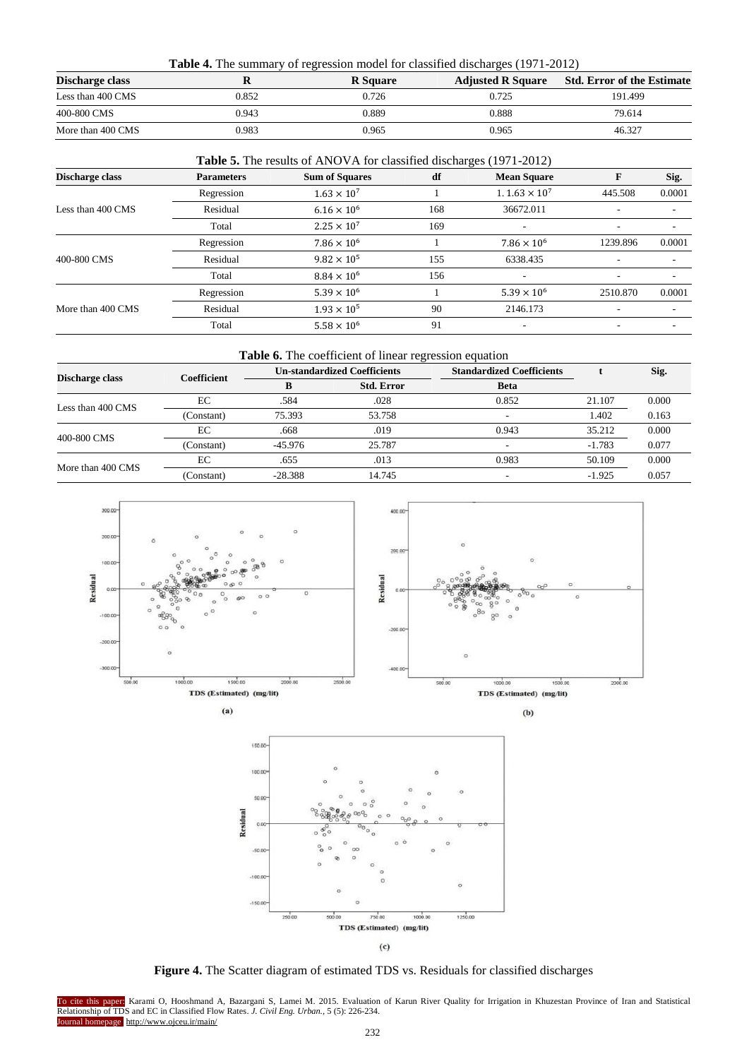**Table 4.** The summary of regression model for classified discharges (1971-2012)

| Discharge class | R | R Square | Adjusted R Square | Std. Error of the Estimate |
|---|---|---|---|---|
| Less than 400 CMS | 0.852 | 0.726 | 0.725 | 191.499 |
| 400-800 CMS | 0.943 | 0.889 | 0.888 | 79.614 |
| More than 400 CMS | 0.983 | 0.965 | 0.965 | 46.327 |

**Table 5.** The results of ANOVA for classified discharges (1971-2012)

| Discharge class | Parameters | Sum of Squares | df | Mean Square | F | Sig. |
|---|---|---|---|---|---|---|
| Less than 400 CMS | Regression | $1.63 \times 10^{7}$ | 1 | 1. $1.63 \times 10^{7}$ | 445.508 | 0.0001 |
| | Residual | $6.16 \times 10^{6}$ | 168 | 36672.011 | - | - |
| | Total | $2.25 \times 10^{7}$ | 169 | - | - | - |
| 400-800 CMS | Regression | $7.86 \times 10^{6}$ | 1 | $7.86 \times 10^{6}$ | 1239.896 | 0.0001 |
| | Residual | $9.82 \times 10^{5}$ | 155 | 6338.435 | - | - |
| | Total | $8.84 \times 10^{6}$ | 156 | - | - | - |
| More than 400 CMS | Regression | $5.39 \times 10^{6}$ | 1 | $5.39 \times 10^{6}$ | 2510.870 | 0.0001 |
| | Residual | $1.93 \times 10^{5}$ | 90 | 2146.173 | - | - |
| | Total | $5.58 \times 10^{6}$ | 91 | - | - | - |

**Table 6.** The coefficient of linear regression equation

| Discharge class | Coefficient | Un-standardized Coefficients | | Standardized Coefficients | t | Sig. |
|---|---|---|---|---|---|---|
| | | B | Std. Error | Beta | | |
| Less than 400 CMS | EC | .584 | .028 | 0.852 | 21.107 | 0.000 |
| | (Constant) | 75.393 | 53.758 | - | 1.402 | 0.163 |
| 400-800 CMS | EC | .668 | .019 | 0.943 | 35.212 | 0.000 |
| | (Constant) | -45.976 | 25.787 | - | -1.783 | 0.077 |
| More than 400 CMS | EC | .655 | .013 | 0.983 | 50.109 | 0.000 |
| | (Constant) | -28.388 | 14.745 | - | -1.925 | 0.057 |

**Figure 4.** The Scatter diagram of estimated TDS vs. Residuals for classified discharges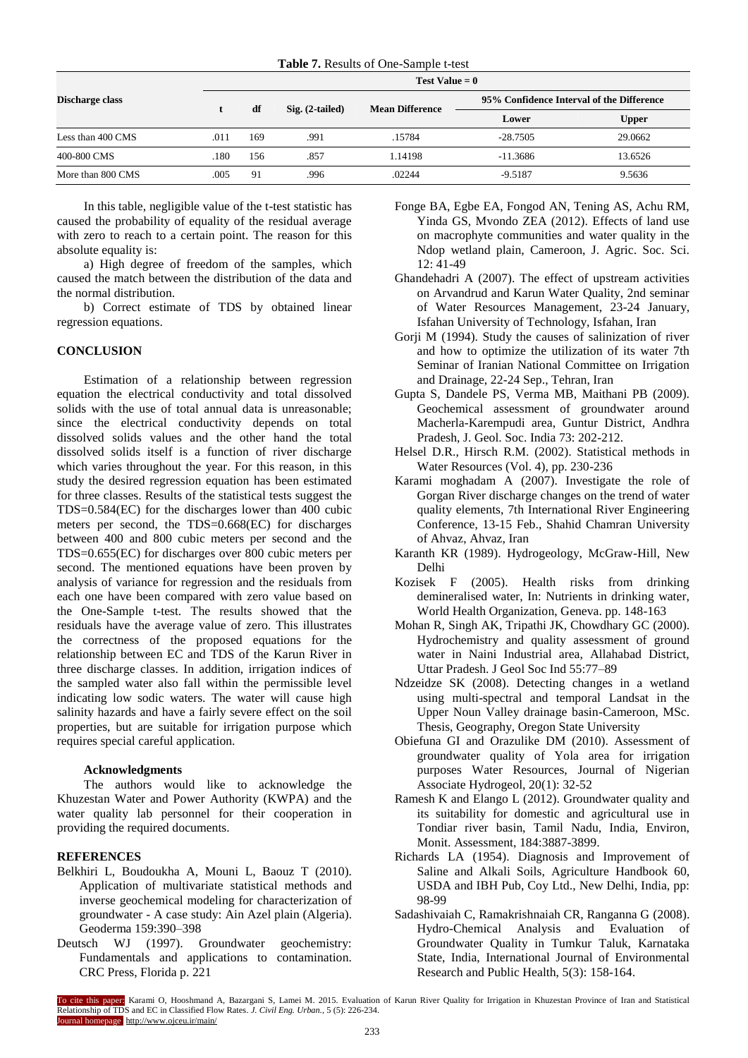**Table 7.** Results of One-Sample t-test

| Discharge class | Test Value = 0 | | | | | |
|---|---|---|---|---|---|---|
| | t | df | Sig. (2-tailed) | Mean Difference | 95% Confidence Interval of the Difference | |
| | | | | | Lower | Upper |
| Less than 400 CMS | .011 | 169 | .991 | .15784 | -28.7505 | 29.0662 |
| 400-800 CMS | .180 | 156 | .857 | 1.14198 | -11.3686 | 13.6526 |
| More than 800 CMS | .005 | 91 | .996 | .02244 | -9.5187 | 9.5636 |

In this table, negligible value of the t-test statistic has caused the probability of equality of the residual average with zero to reach to a certain point. The reason for this absolute equality is:

a) High degree of freedom of the samples, which caused the match between the distribution of the data and the normal distribution.

b) Correct estimate of TDS by obtained linear regression equations.

## CONCLUSION

Estimation of a relationship between regression equation the electrical conductivity and total dissolved solids with the use of total annual data is unreasonable; since the electrical conductivity depends on total dissolved solids values and the other hand the total dissolved solids itself is a function of river discharge which varies throughout the year. For this reason, in this study the desired regression equation has been estimated for three classes. Results of the statistical tests suggest the TDS=0.584(EC) for the discharges lower than 400 cubic meters per second, the TDS=0.668(EC) for discharges between 400 and 800 cubic meters per second and the TDS=0.655(EC) for discharges over 800 cubic meters per second. The mentioned equations have been proven by analysis of variance for regression and the residuals from each one have been compared with zero value based on the One-Sample t-test. The results showed that the residuals have the average value of zero. This illustrates the correctness of the proposed equations for the relationship between EC and TDS of the Karun River in three discharge classes. In addition, irrigation indices of the sampled water also fall within the permissible level indicating low sodic waters. The water will cause high salinity hazards and have a fairly severe effect on the soil properties, but are suitable for irrigation purpose which requires special careful application.

### Acknowledgments

The authors would like to acknowledge the Khuzestan Water and Power Authority (KWPA) and the water quality lab personnel for their cooperation in providing the required documents.

## REFERENCES

Belkhiri L, Boudoukha A, Mouni L, Baouz T (2010). Application of multivariate statistical methods and inverse geochemical modeling for characterization of groundwater - A case study: Ain Azel plain (Algeria). Geoderma 159:390–398

Deutsch WJ (1997). Groundwater geochemistry: Fundamentals and applications to contamination. CRC Press, Florida p. 221

Fonge BA, Egbe EA, Fongod AN, Tening AS, Achu RM, Yinda GS, Mvondo ZEA (2012). Effects of land use on macrophyte communities and water quality in the Ndop wetland plain, Cameroon, J. Agric. Soc. Sci. 12: 41-49

Ghandehadri A (2007). The effect of upstream activities on Arvandrud and Karun Water Quality, 2nd seminar of Water Resources Management, 23-24 January, Isfahan University of Technology, Isfahan, Iran

Gorji M (1994). Study the causes of salinization of river and how to optimize the utilization of its water 7th Seminar of Iranian National Committee on Irrigation and Drainage, 22-24 Sep., Tehran, Iran

Gupta S, Dandele PS, Verma MB, Maithani PB (2009). Geochemical assessment of groundwater around Macherla-Karempudi area, Guntur District, Andhra Pradesh, J. Geol. Soc. India 73: 202-212.

Helsel D.R., Hirsch R.M. (2002). Statistical methods in Water Resources (Vol. 4), pp. 230-236

Karami moghadam A (2007). Investigate the role of Gorgan River discharge changes on the trend of water quality elements, 7th International River Engineering Conference, 13-15 Feb., Shahid Chamran University of Ahvaz, Ahvaz, Iran

Karanth KR (1989). Hydrogeology, McGraw-Hill, New Delhi

Kozisek F (2005). Health risks from drinking demineralised water, In: Nutrients in drinking water, World Health Organization, Geneva. pp. 148-163

Mohan R, Singh AK, Tripathi JK, Chowdhary GC (2000). Hydrochemistry and quality assessment of ground water in Naini Industrial area, Allahabad District, Uttar Pradesh. J Geol Soc Ind 55:77–89

Ndzeidze SK (2008). Detecting changes in a wetland using multi-spectral and temporal Landsat in the Upper Noun Valley drainage basin-Cameroon, MSc. Thesis, Geography, Oregon State University

Obiefuna GI and Orazulike DM (2010). Assessment of groundwater quality of Yola area for irrigation purposes Water Resources, Journal of Nigerian Associate Hydrogeol, 20(1): 32-52

Ramesh K and Elango L (2012). Groundwater quality and its suitability for domestic and agricultural use in Tondiar river basin, Tamil Nadu, India, Environ, Monit. Assessment, 184:3887-3899.

Richards LA (1954). Diagnosis and Improvement of Saline and Alkali Soils, Agriculture Handbook 60, USDA and IBH Pub, Coy Ltd., New Delhi, India, pp: 98-99

Sadashivaiah C, Ramakrishnaiah CR, Ranganna G (2008). Hydro-Chemical Analysis and Evaluation of Groundwater Quality in Tumkur Taluk, Karnataka State, India, International Journal of Environmental Research and Public Health, 5(3): 158-164.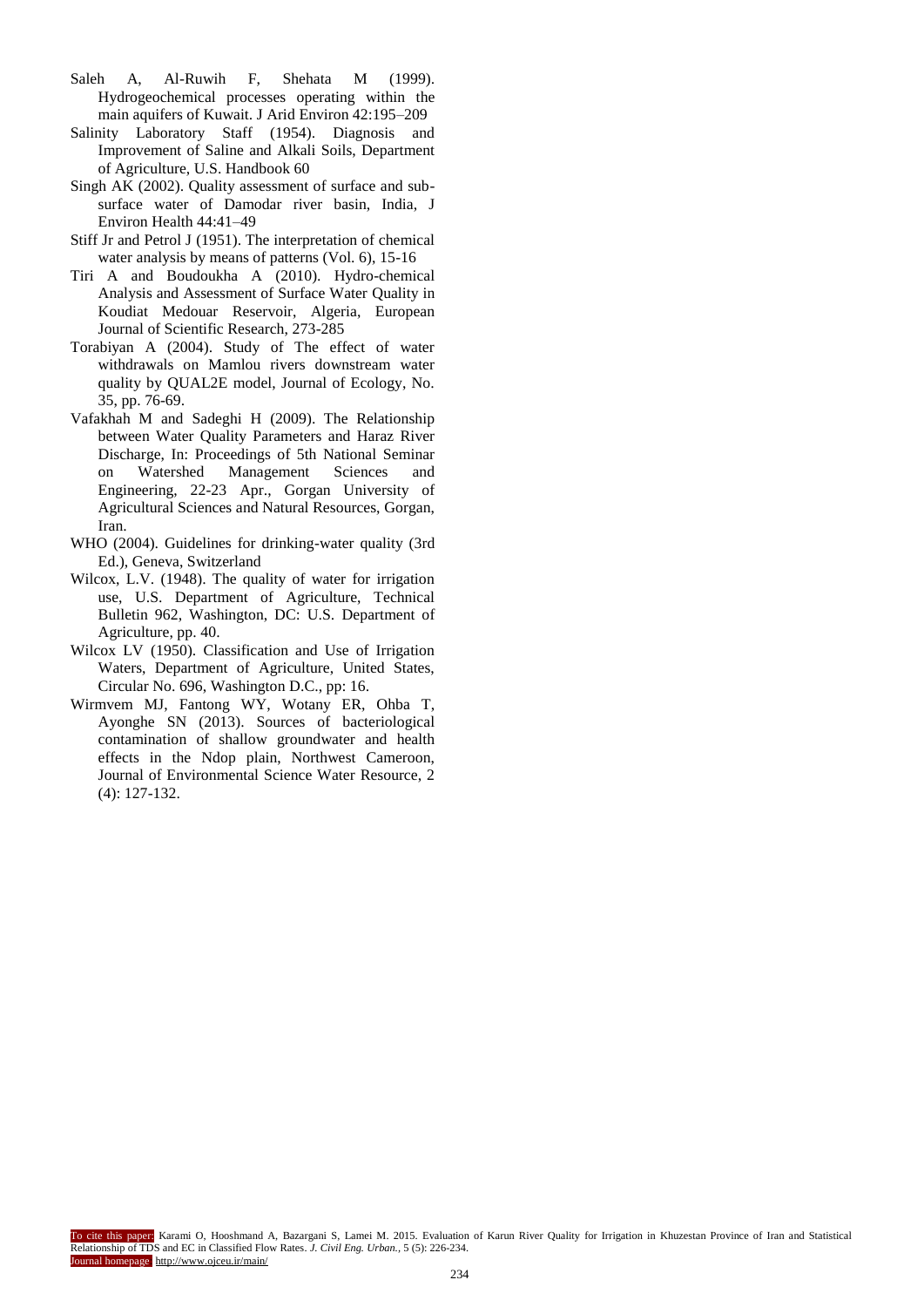Saleh A, Al-Ruwih F, Shehata M (1999). Hydrogeochemical processes operating within the main aquifers of Kuwait. J Arid Environ 42:195–209

Salinity Laboratory Staff (1954). Diagnosis and Improvement of Saline and Alkali Soils, Department of Agriculture, U.S. Handbook 60

Singh AK (2002). Quality assessment of surface and subsurface water of Damodar river basin, India, J Environ Health 44:41–49

Stiff Jr and Petrol J (1951). The interpretation of chemical water analysis by means of patterns (Vol. 6), 15-16

Tiri A and Boudoukha A (2010). Hydro-chemical Analysis and Assessment of Surface Water Quality in Koudiat Medouar Reservoir, Algeria, European Journal of Scientific Research, 273-285

Torabiyan A (2004). Study of The effect of water withdrawals on Mamlou rivers downstream water quality by QUAL2E model, Journal of Ecology, No. 35, pp. 76-69.

Vafakhah M and Sadeghi H (2009). The Relationship between Water Quality Parameters and Haraz River Discharge, In: Proceedings of 5th National Seminar on Watershed Management Sciences and Engineering, 22-23 Apr., Gorgan University of Agricultural Sciences and Natural Resources, Gorgan, Iran.

WHO (2004). Guidelines for drinking-water quality (3rd Ed.), Geneva, Switzerland

Wilcox, L.V. (1948). The quality of water for irrigation use, U.S. Department of Agriculture, Technical Bulletin 962, Washington, DC: U.S. Department of Agriculture, pp. 40.

Wilcox LV (1950). Classification and Use of Irrigation Waters, Department of Agriculture, United States, Circular No. 696, Washington D.C., pp: 16.

Wirmvem MJ, Fantong WY, Wotany ER, Ohba T, Ayonghe SN (2013). Sources of bacteriological contamination of shallow groundwater and health effects in the Ndop plain, Northwest Cameroon, Journal of Environmental Science Water Resource, 2 (4): 127-132.